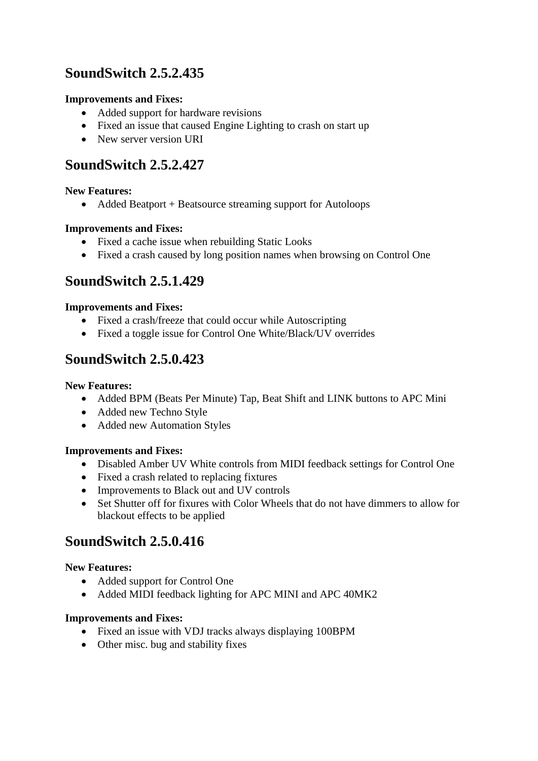## SoundSwitch 2.5.2.435

**Improvements and Fixes:**

- Added support for hardware revisions
- Fixed an issue that caused Engine Lighting to crash on start up
- New server version URI

## SoundSwitch 2.5.2.427

**New Features:**

- Added Beatport + Beatsource streaming support for Autoloops

**Improvements and Fixes:**

- Fixed a cache issue when rebuilding Static Looks
- Fixed a crash caused by long position names when browsing on Control One

## SoundSwitch 2.5.1.429

**Improvements and Fixes:**

- Fixed a crash/freeze that could occur while Autoscripting
- Fixed a toggle issue for Control One White/Black/UV overrides

## SoundSwitch 2.5.0.423

**New Features:**

- Added BPM (Beats Per Minute) Tap, Beat Shift and LINK buttons to APC Mini
- Added new Techno Style
- Added new Automation Styles

**Improvements and Fixes:**

- Disabled Amber UV White controls from MIDI feedback settings for Control One
- Fixed a crash related to replacing fixtures
- Improvements to Black out and UV controls
- Set Shutter off for fixures with Color Wheels that do not have dimmers to allow for blackout effects to be applied

## SoundSwitch 2.5.0.416

**New Features:**

- Added support for Control One
- Added MIDI feedback lighting for APC MINI and APC 40MK2

**Improvements and Fixes:**

- Fixed an issue with VDJ tracks always displaying 100BPM
- Other misc. bug and stability fixes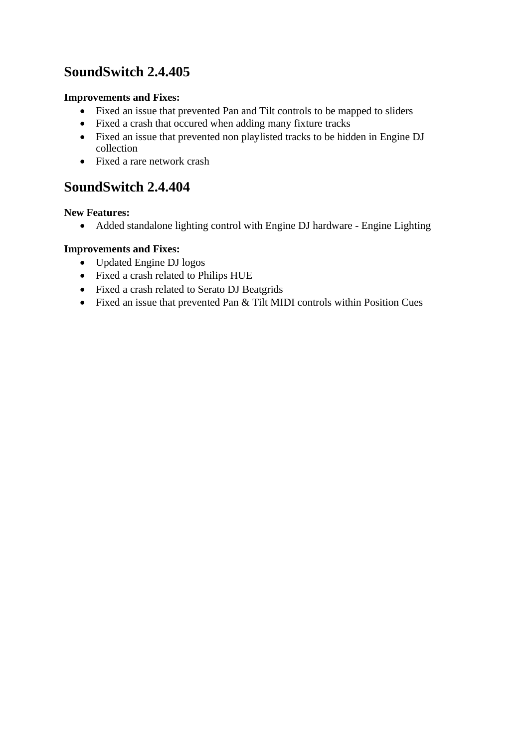## SoundSwitch 2.4.405

**Improvements and Fixes:**

- Fixed an issue that prevented Pan and Tilt controls to be mapped to sliders
- Fixed a crash that occured when adding many fixture tracks
- Fixed an issue that prevented non playlisted tracks to be hidden in Engine DJ collection
- Fixed a rare network crash

## SoundSwitch 2.4.404

**New Features:**

- Added standalone lighting control with Engine DJ hardware - Engine Lighting

**Improvements and Fixes:**

- Updated Engine DJ logos
- Fixed a crash related to Philips HUE
- Fixed a crash related to Serato DJ Beatgrids
- Fixed an issue that prevented Pan & Tilt MIDI controls within Position Cues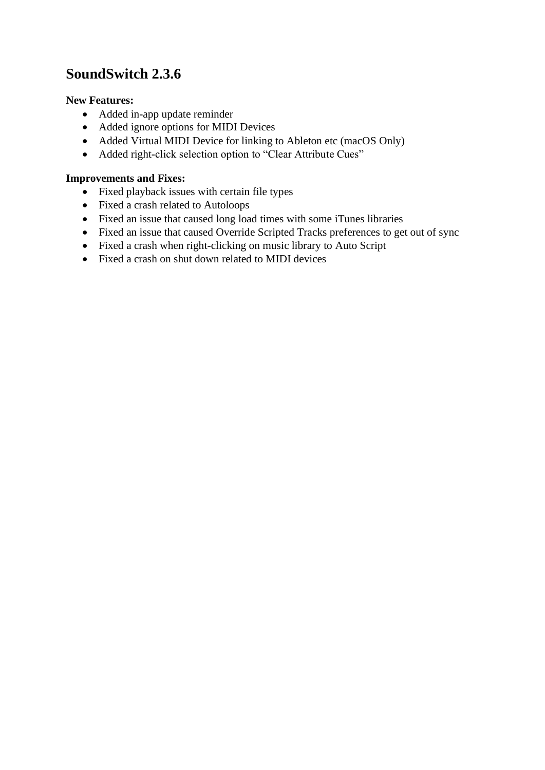## SoundSwitch 2.3.6

**New Features:**

- Added in-app update reminder
- Added ignore options for MIDI Devices
- Added Virtual MIDI Device for linking to Ableton etc (macOS Only)
- Added right-click selection option to "Clear Attribute Cues"

**Improvements and Fixes:**

- Fixed playback issues with certain file types
- Fixed a crash related to Autoloops
- Fixed an issue that caused long load times with some iTunes libraries
- Fixed an issue that caused Override Scripted Tracks preferences to get out of sync
- Fixed a crash when right-clicking on music library to Auto Script
- Fixed a crash on shut down related to MIDI devices